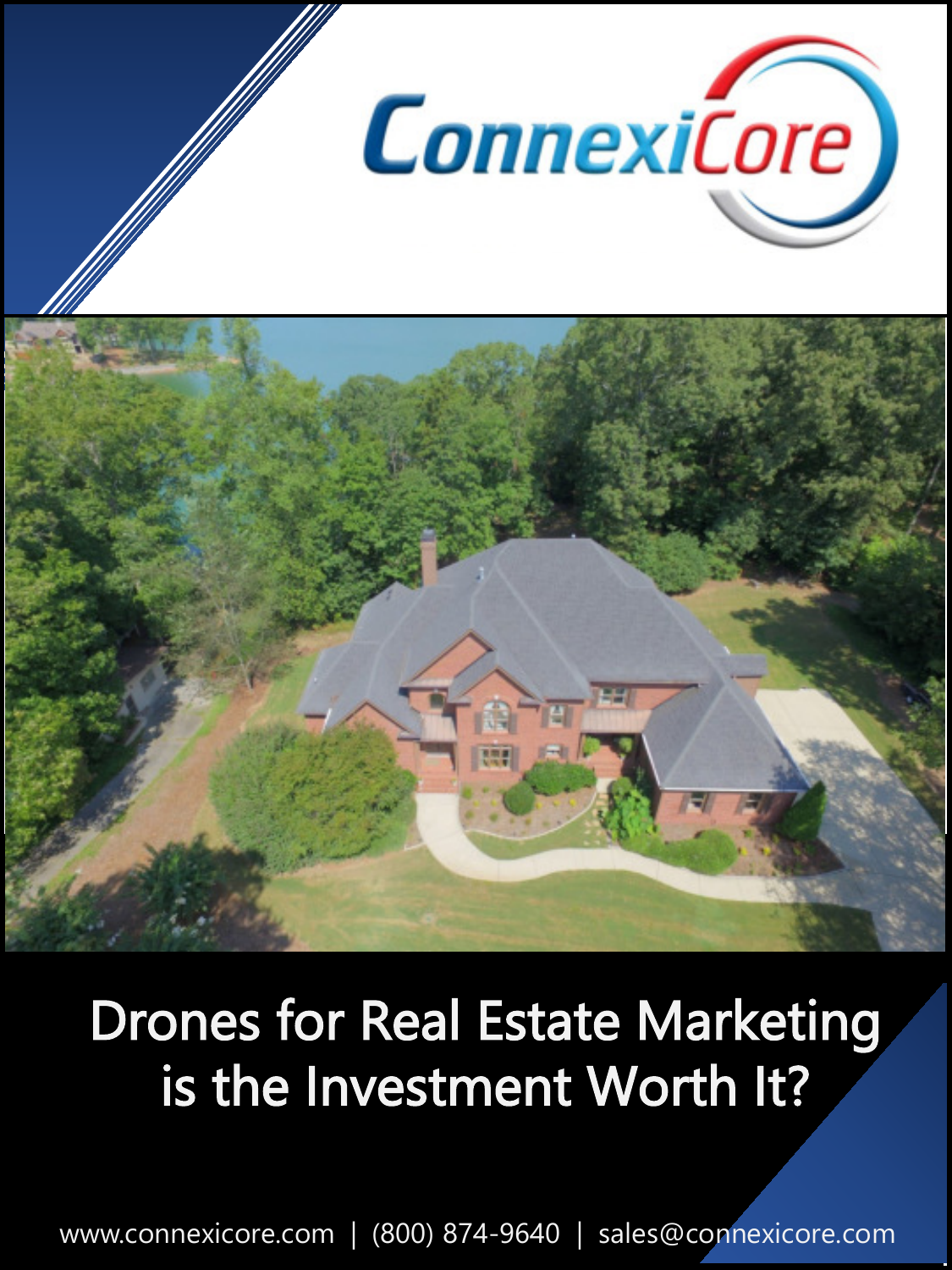ConnexiCore

# Drones for Real Estate Marketing is the Investment Worth It?

www.connexicore.com | (800) 874-9640 | sales@connexicore.com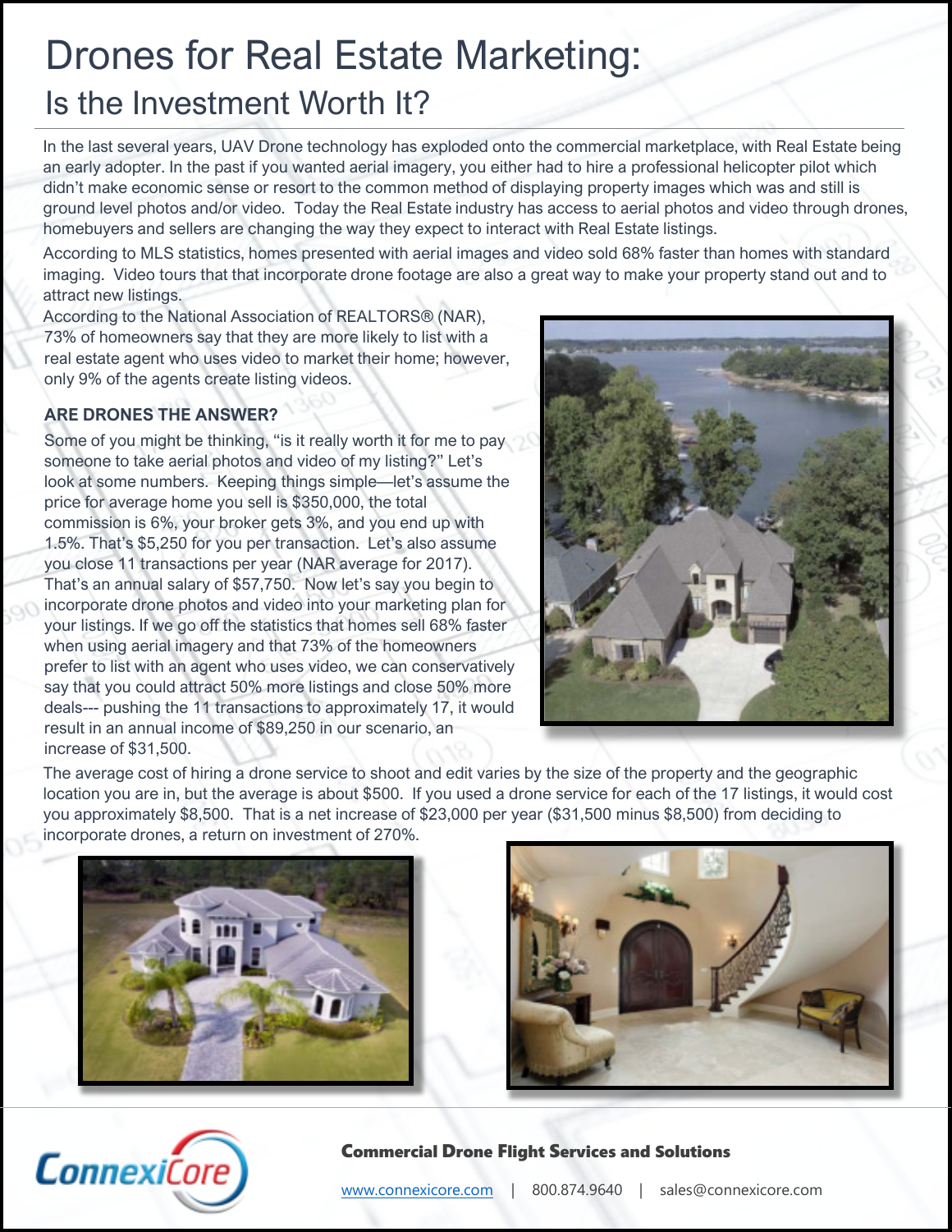# Drones for Real Estate Marketing:

## Is the Investment Worth It?

In the last several years, UAV Drone technology has exploded onto the commercial marketplace, with Real Estate being an early adopter. In the past if you wanted aerial imagery, you either had to hire a professional helicopter pilot which didn't make economic sense or resort to the common method of displaying property images which was and still is ground level photos and/or video. Today the Real Estate industry has access to aerial photos and video through drones, homebuyers and sellers are changing the way they expect to interact with Real Estate listings.

According to MLS statistics, homes presented with aerial images and video sold 68% faster than homes with standard imaging. Video tours that that incorporate drone footage are also a great way to make your property stand out and to attract new listings.

According to the National Association of REALTORS® (NAR), 73% of homeowners say that they are more likely to list with a real estate agent who uses video to market their home; however, only 9% of the agents create listing videos.

### ARE DRONES THE ANSWER?

Some of you might be thinking, "is it really worth it for me to pay someone to take aerial photos and video of my listing?" Let's look at some numbers. Keeping things simple—let's assume the price for average home you sell is $350,000, the total commission is 6%, your broker gets 3%, and you end up with 1.5%. That's $5,250 for you per transaction. Let's also assume you close 11 transactions per year (NAR average for 2017). That's an annual salary of $57,750. Now let's say you begin to incorporate drone photos and video into your marketing plan for your listings. If we go off the statistics that homes sell 68% faster when using aerial imagery and that 73% of the homeowners prefer to list with an agent who uses video, we can conservatively say that you could attract 50% more listings and close 50% more deals--- pushing the 11 transactions to approximately 17, it would result in an annual income of $89,250 in our scenario, an increase of $31,500.

The average cost of hiring a drone service to shoot and edit varies by the size of the property and the geographic location you are in, but the average is about $500. If you used a drone service for each of the 17 listings, it would cost you approximately $8,500. That is a net increase of $23,000 per year ($31,500 minus $8,500) from deciding to incorporate drones, a return on investment of 270%.

ConnexiCore

**Commercial Drone Flight Services and Solutions**

www.connexicore.com | 800.874.9640 | sales@connexicore.com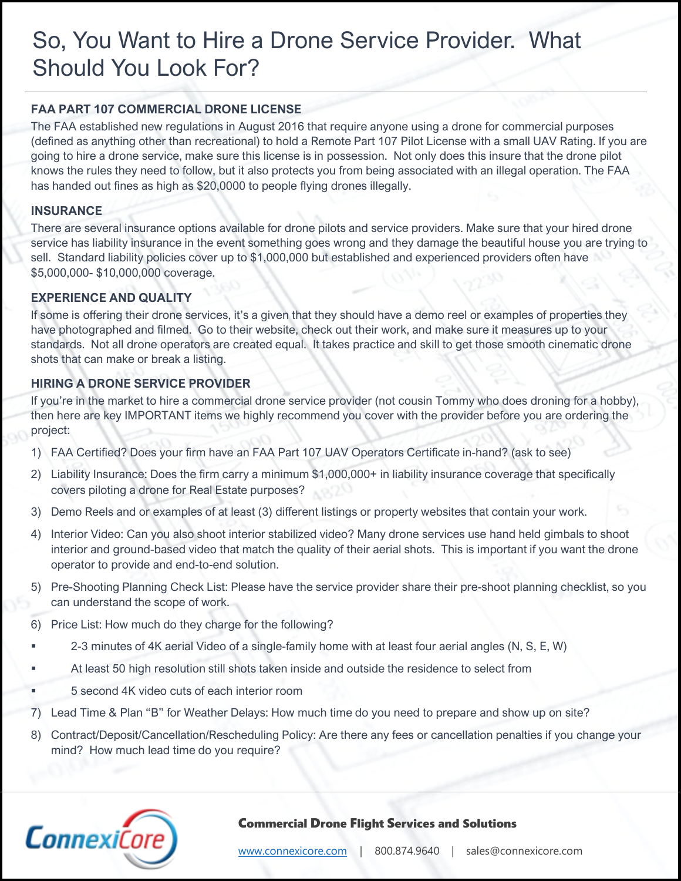# So, You Want to Hire a Drone Service Provider. What Should You Look For?

## FAA PART 107 COMMERCIAL DRONE LICENSE

The FAA established new regulations in August 2016 that require anyone using a drone for commercial purposes (defined as anything other than recreational) to hold a Remote Part 107 Pilot License with a small UAV Rating. If you are going to hire a drone service, make sure this license is in possession. Not only does this insure that the drone pilot knows the rules they need to follow, but it also protects you from being associated with an illegal operation. The FAA has handed out fines as high as $20,0000 to people flying drones illegally.

## INSURANCE

There are several insurance options available for drone pilots and service providers. Make sure that your hired drone service has liability insurance in the event something goes wrong and they damage the beautiful house you are trying to sell. Standard liability policies cover up to $1,000,000 but established and experienced providers often have $5,000,000- $10,000,000 coverage.

## EXPERIENCE AND QUALITY

If some is offering their drone services, it's a given that they should have a demo reel or examples of properties they have photographed and filmed. Go to their website, check out their work, and make sure it measures up to your standards. Not all drone operators are created equal. It takes practice and skill to get those smooth cinematic drone shots that can make or break a listing.

## HIRING A DRONE SERVICE PROVIDER

If you're in the market to hire a commercial drone service provider (not cousin Tommy who does droning for a hobby), then here are key IMPORTANT items we highly recommend you cover with the provider before you are ordering the project:

1) FAA Certified? Does your firm have an FAA Part 107 UAV Operators Certificate in-hand? (ask to see)
2) Liability Insurance: Does the firm carry a minimum $1,000,000+ in liability insurance coverage that specifically covers piloting a drone for Real Estate purposes?
3) Demo Reels and or examples of at least (3) different listings or property websites that contain your work.
4) Interior Video: Can you also shoot interior stabilized video? Many drone services use hand held gimbals to shoot interior and ground-based video that match the quality of their aerial shots. This is important if you want the drone operator to provide and end-to-end solution.
5) Pre-Shooting Planning Check List: Please have the service provider share their pre-shoot planning checklist, so you can understand the scope of work.
6) Price List: How much do they charge for the following?

- 2-3 minutes of 4K aerial Video of a single-family home with at least four aerial angles (N, S, E, W)
- At least 50 high resolution still shots taken inside and outside the residence to select from
- 5 second 4K video cuts of each interior room

7) Lead Time & Plan "B" for Weather Delays: How much time do you need to prepare and show up on site?
8) Contract/Deposit/Cancellation/Rescheduling Policy: Are there any fees or cancellation penalties if you change your mind? How much lead time do you require?

ConnexiCore

**Commercial Drone Flight Services and Solutions**

www.connexicore.com | 800.874.9640 | sales@connexicore.com